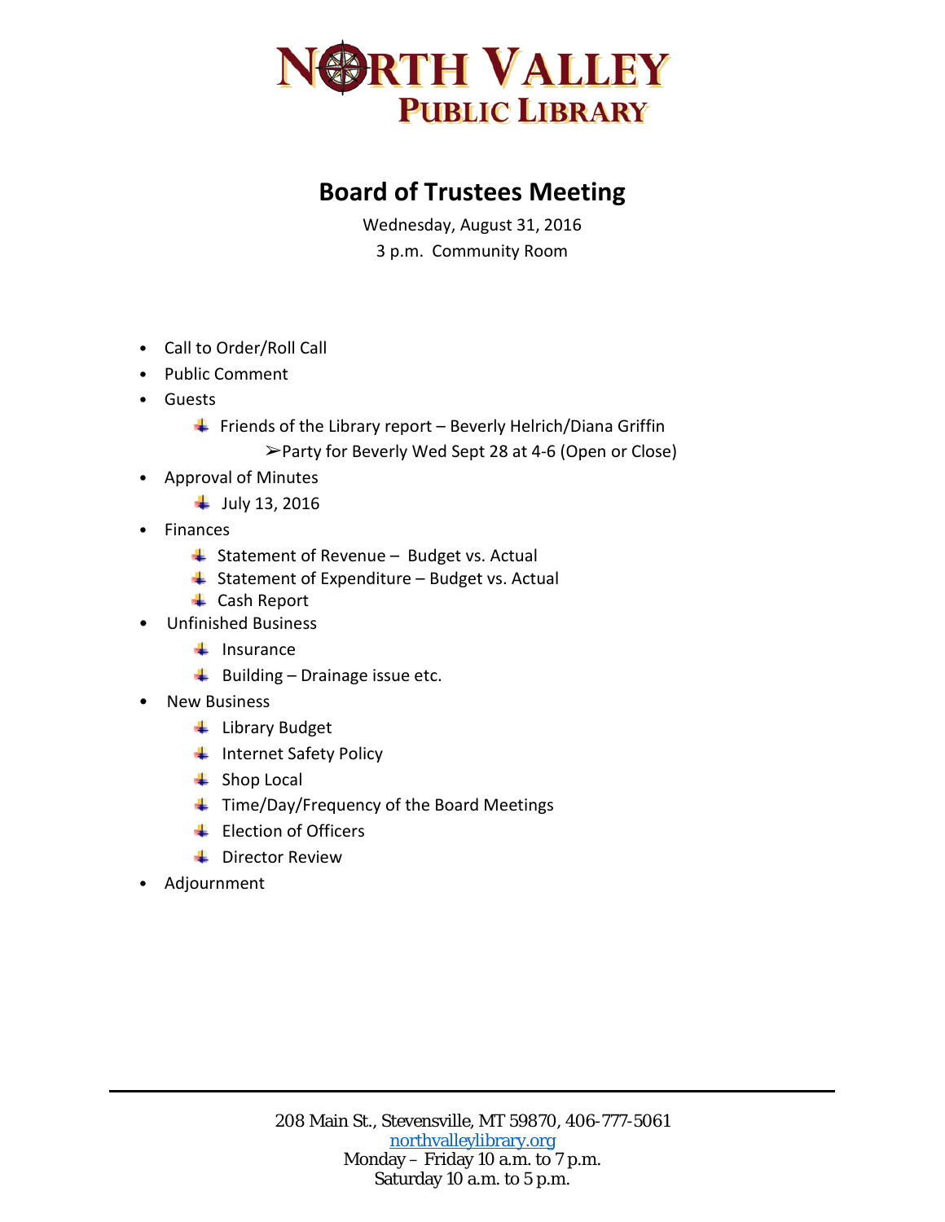# NORTH VALLEY PUBLIC LIBRARY

## Board of Trustees Meeting

Wednesday, August 31, 2016

3 p.m. Community Room

- Call to Order/Roll Call
- Public Comment
- Guests
  - Friends of the Library report – Beverly Helrich/Diana Griffin
    - Party for Beverly Wed Sept 28 at 4-6 (Open or Close)
- Approval of Minutes
  - July 13, 2016
- Finances
  - Statement of Revenue – Budget vs. Actual
  - Statement of Expenditure – Budget vs. Actual
  - Cash Report
- Unfinished Business
  - Insurance
  - Building – Drainage issue etc.
- New Business
  - Library Budget
  - Internet Safety Policy
  - Shop Local
  - Time/Day/Frequency of the Board Meetings
  - Election of Officers
  - Director Review
- Adjournment

---

208 Main St., Stevensville, MT 59870, 406-777-5061
northvalleylibrary.org
Monday – Friday 10 a.m. to 7 p.m.
Saturday 10 a.m. to 5 p.m.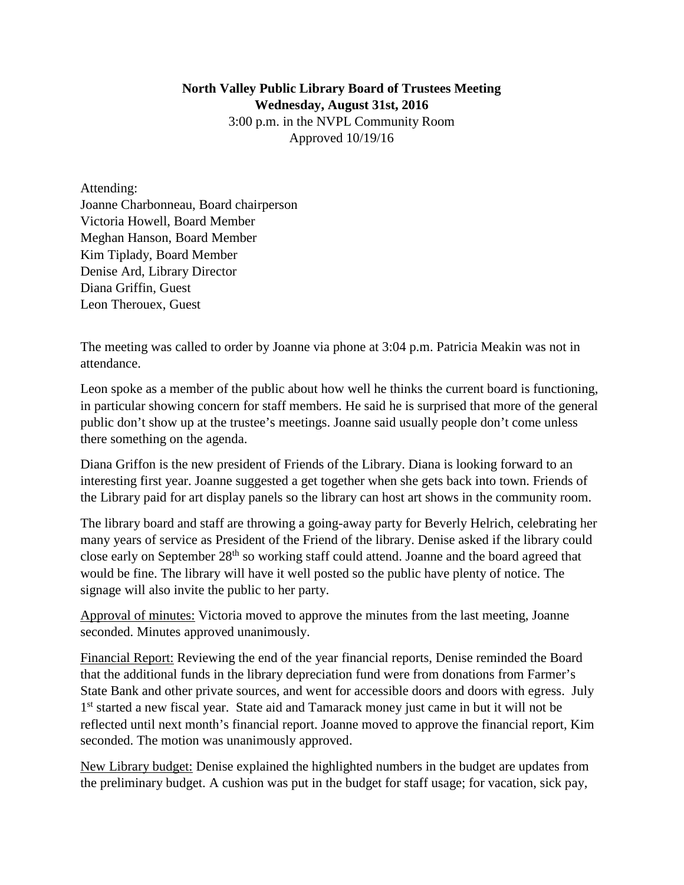**North Valley Public Library Board of Trustees Meeting**
**Wednesday, August 31st, 2016**
3:00 p.m. in the NVPL Community Room
Approved 10/19/16

Attending:
Joanne Charbonneau, Board chairperson
Victoria Howell, Board Member
Meghan Hanson, Board Member
Kim Tiplady, Board Member
Denise Ard, Library Director
Diana Griffin, Guest
Leon Therouex, Guest

The meeting was called to order by Joanne via phone at 3:04 p.m. Patricia Meakin was not in attendance.

Leon spoke as a member of the public about how well he thinks the current board is functioning, in particular showing concern for staff members. He said he is surprised that more of the general public don't show up at the trustee's meetings. Joanne said usually people don't come unless there something on the agenda.

Diana Griffon is the new president of Friends of the Library. Diana is looking forward to an interesting first year. Joanne suggested a get together when she gets back into town. Friends of the Library paid for art display panels so the library can host art shows in the community room.

The library board and staff are throwing a going-away party for Beverly Helrich, celebrating her many years of service as President of the Friend of the library. Denise asked if the library could close early on September 28th so working staff could attend. Joanne and the board agreed that would be fine. The library will have it well posted so the public have plenty of notice. The signage will also invite the public to her party.

<u>Approval of minutes:</u> Victoria moved to approve the minutes from the last meeting, Joanne seconded. Minutes approved unanimously.

<u>Financial Report:</u> Reviewing the end of the year financial reports, Denise reminded the Board that the additional funds in the library depreciation fund were from donations from Farmer's State Bank and other private sources, and went for accessible doors and doors with egress. July 1st started a new fiscal year. State aid and Tamarack money just came in but it will not be reflected until next month's financial report. Joanne moved to approve the financial report, Kim seconded. The motion was unanimously approved.

<u>New Library budget:</u> Denise explained the highlighted numbers in the budget are updates from the preliminary budget. A cushion was put in the budget for staff usage; for vacation, sick pay,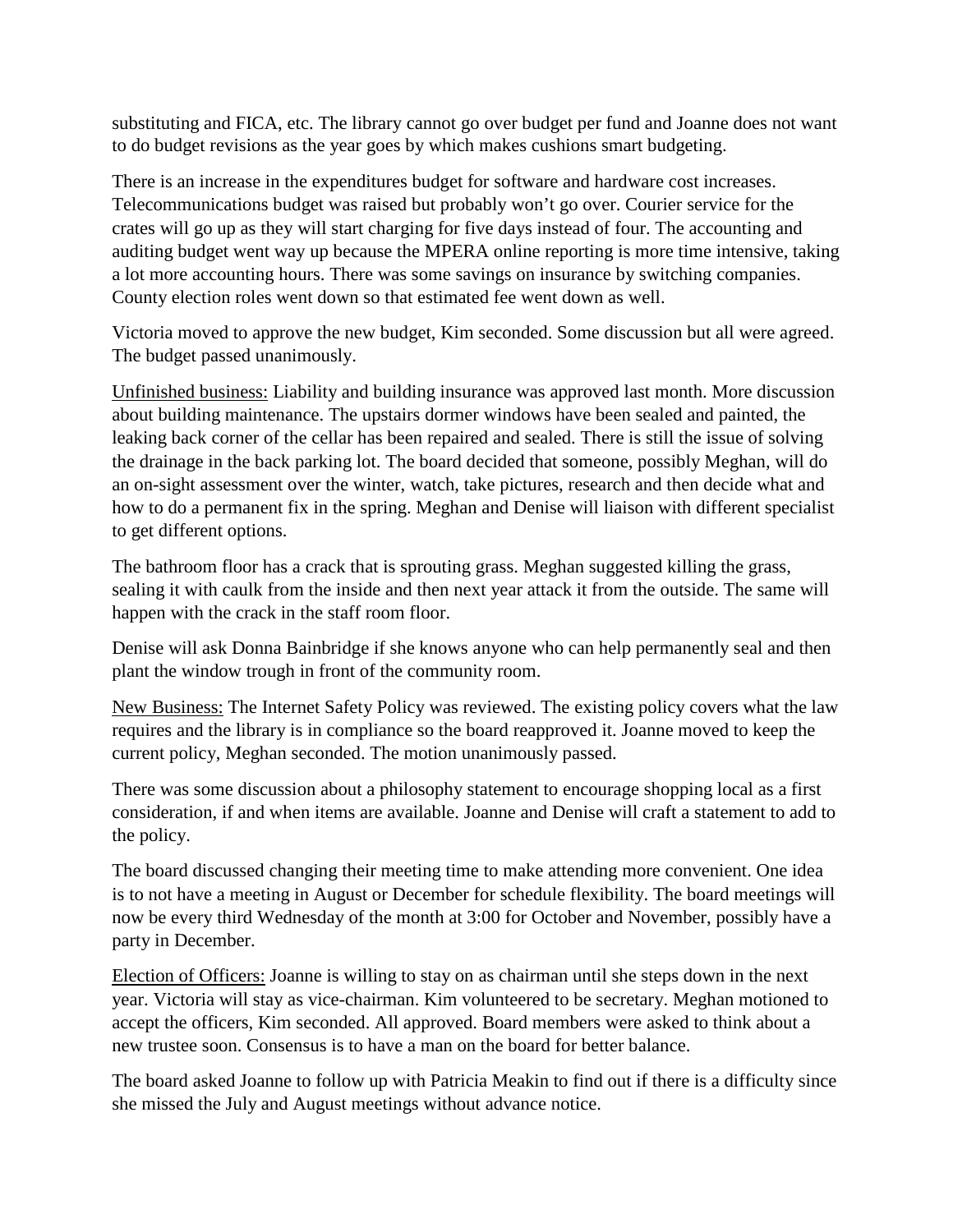substituting and FICA, etc. The library cannot go over budget per fund and Joanne does not want to do budget revisions as the year goes by which makes cushions smart budgeting.

There is an increase in the expenditures budget for software and hardware cost increases. Telecommunications budget was raised but probably won't go over. Courier service for the crates will go up as they will start charging for five days instead of four. The accounting and auditing budget went way up because the MPERA online reporting is more time intensive, taking a lot more accounting hours. There was some savings on insurance by switching companies. County election roles went down so that estimated fee went down as well.

Victoria moved to approve the new budget, Kim seconded. Some discussion but all were agreed. The budget passed unanimously.

<u>Unfinished business:</u> Liability and building insurance was approved last month. More discussion about building maintenance. The upstairs dormer windows have been sealed and painted, the leaking back corner of the cellar has been repaired and sealed. There is still the issue of solving the drainage in the back parking lot. The board decided that someone, possibly Meghan, will do an on-sight assessment over the winter, watch, take pictures, research and then decide what and how to do a permanent fix in the spring. Meghan and Denise will liaison with different specialist to get different options.

The bathroom floor has a crack that is sprouting grass. Meghan suggested killing the grass, sealing it with caulk from the inside and then next year attack it from the outside. The same will happen with the crack in the staff room floor.

Denise will ask Donna Bainbridge if she knows anyone who can help permanently seal and then plant the window trough in front of the community room.

<u>New Business:</u> The Internet Safety Policy was reviewed. The existing policy covers what the law requires and the library is in compliance so the board reapproved it. Joanne moved to keep the current policy, Meghan seconded. The motion unanimously passed.

There was some discussion about a philosophy statement to encourage shopping local as a first consideration, if and when items are available. Joanne and Denise will craft a statement to add to the policy.

The board discussed changing their meeting time to make attending more convenient. One idea is to not have a meeting in August or December for schedule flexibility. The board meetings will now be every third Wednesday of the month at 3:00 for October and November, possibly have a party in December.

<u>Election of Officers:</u> Joanne is willing to stay on as chairman until she steps down in the next year. Victoria will stay as vice-chairman. Kim volunteered to be secretary. Meghan motioned to accept the officers, Kim seconded. All approved. Board members were asked to think about a new trustee soon. Consensus is to have a man on the board for better balance.

The board asked Joanne to follow up with Patricia Meakin to find out if there is a difficulty since she missed the July and August meetings without advance notice.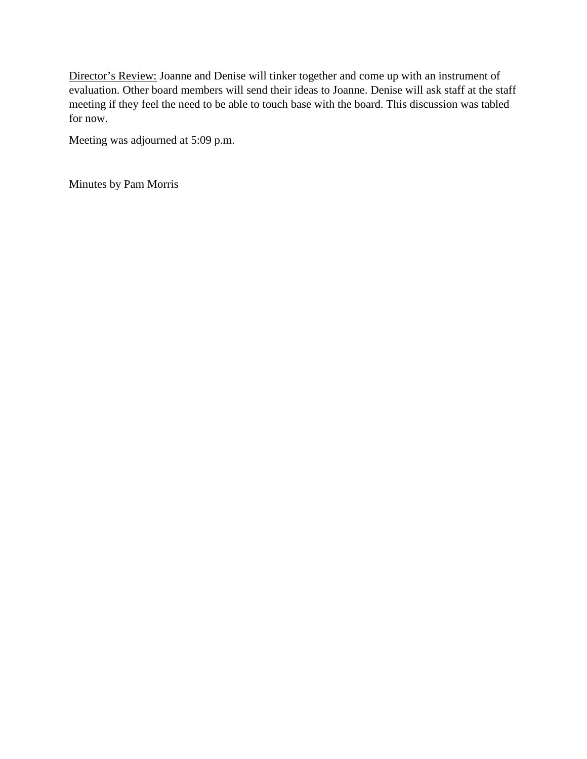<u>Director's Review:</u> Joanne and Denise will tinker together and come up with an instrument of evaluation. Other board members will send their ideas to Joanne. Denise will ask staff at the staff meeting if they feel the need to be able to touch base with the board. This discussion was tabled for now.

Meeting was adjourned at 5:09 p.m.

Minutes by Pam Morris